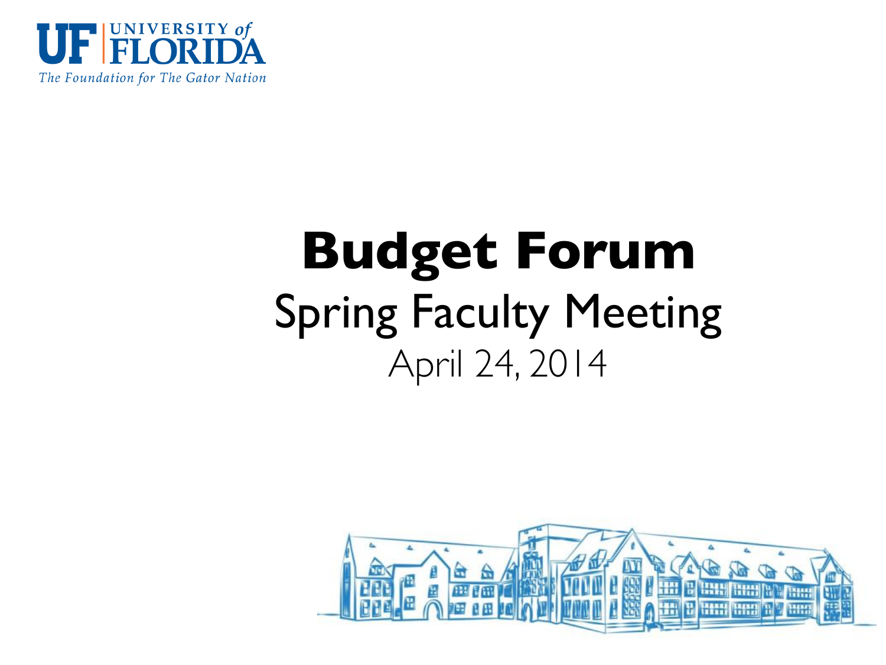UF | UNIVERSITY of FLORIDA

*The Foundation for The Gator Nation*

# Budget Forum

## Spring Faculty Meeting

April 24, 2014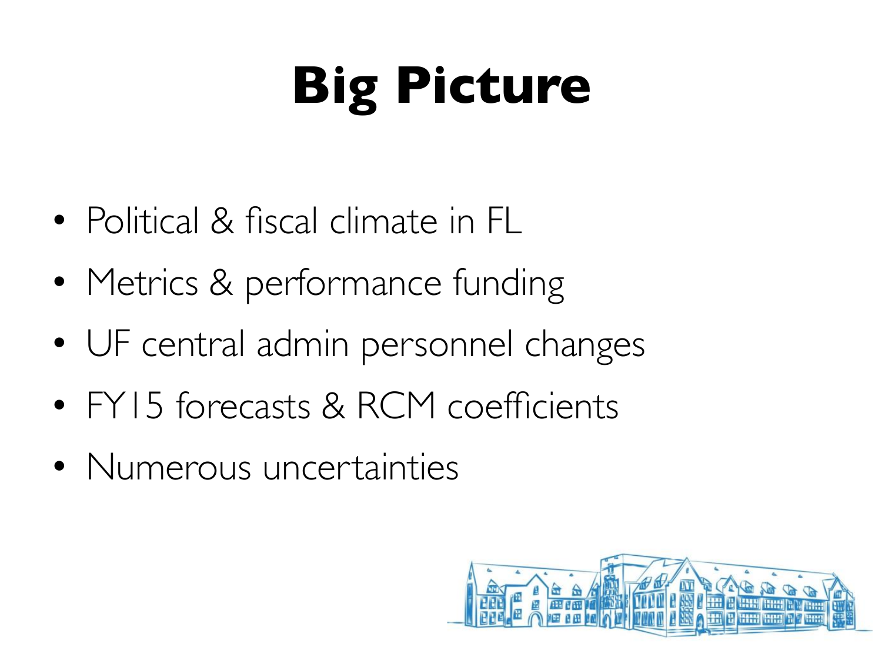# Big Picture

- Political & fiscal climate in FL
- Metrics & performance funding
- UF central admin personnel changes
- FY15 forecasts & RCM coefficients
- Numerous uncertainties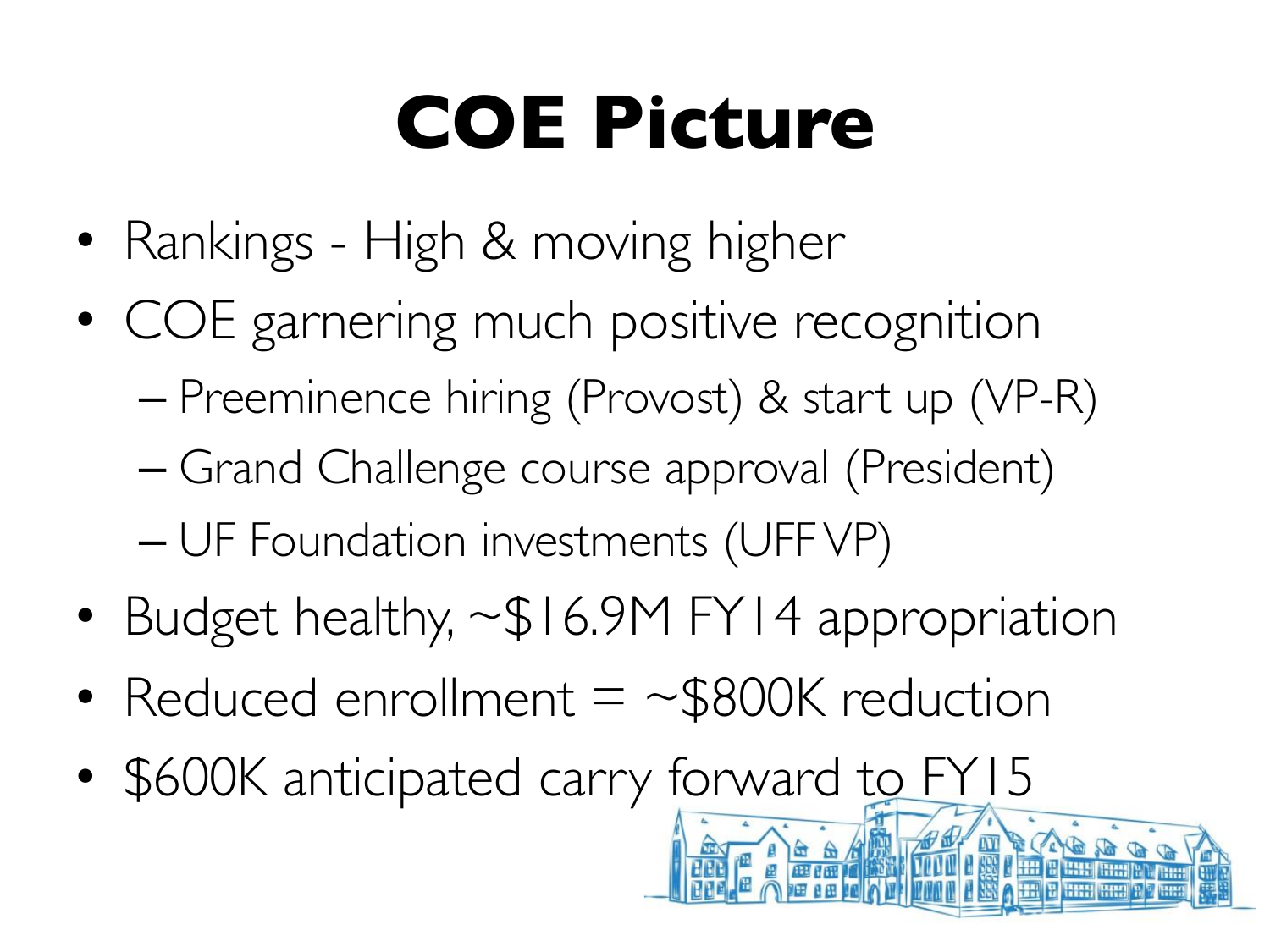# COE Picture

- Rankings - High & moving higher
- COE garnering much positive recognition
  - Preeminence hiring (Provost) & start up (VP-R)
  - Grand Challenge course approval (President)
  - UF Foundation investments (UFF VP)
- Budget healthy, ~$16.9M FY14 appropriation
- Reduced enrollment = ~$800K reduction
- $600K anticipated carry forward to FY15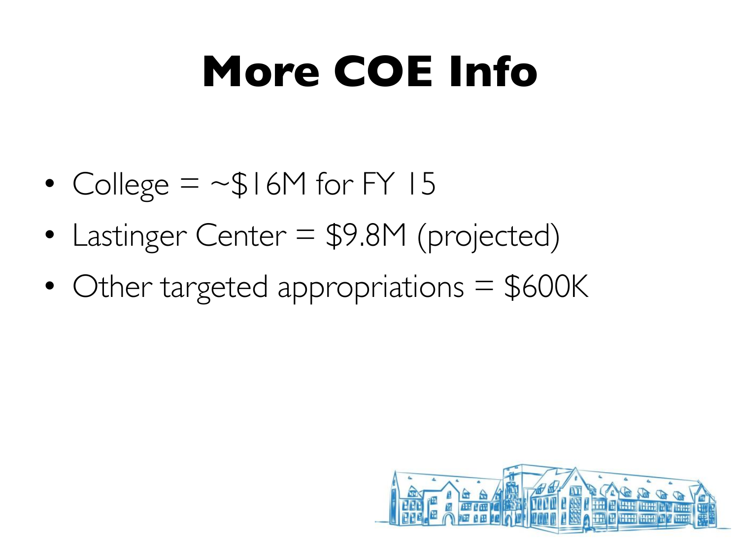# More COE Info

- College = ~$16M for FY 15
- Lastinger Center = $9.8M (projected)
- Other targeted appropriations = $600K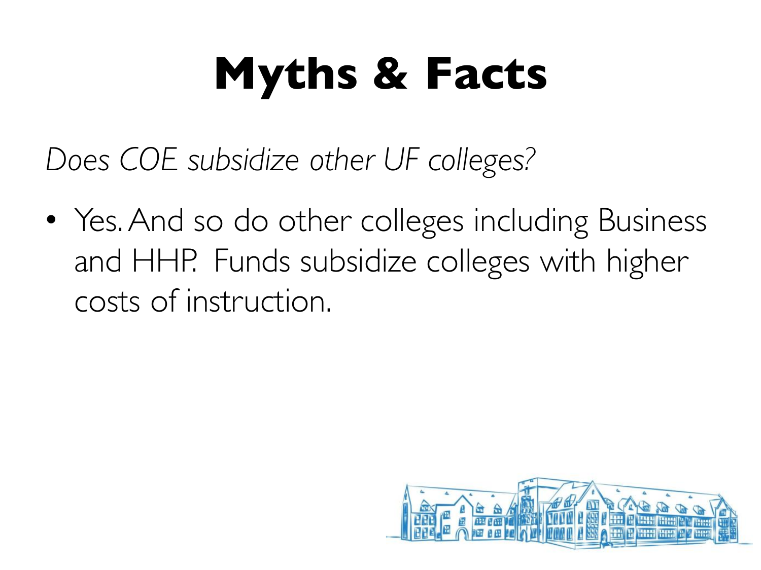# Myths & Facts

*Does COE subsidize other UF colleges?*

- Yes. And so do other colleges including Business and HHP. Funds subsidize colleges with higher costs of instruction.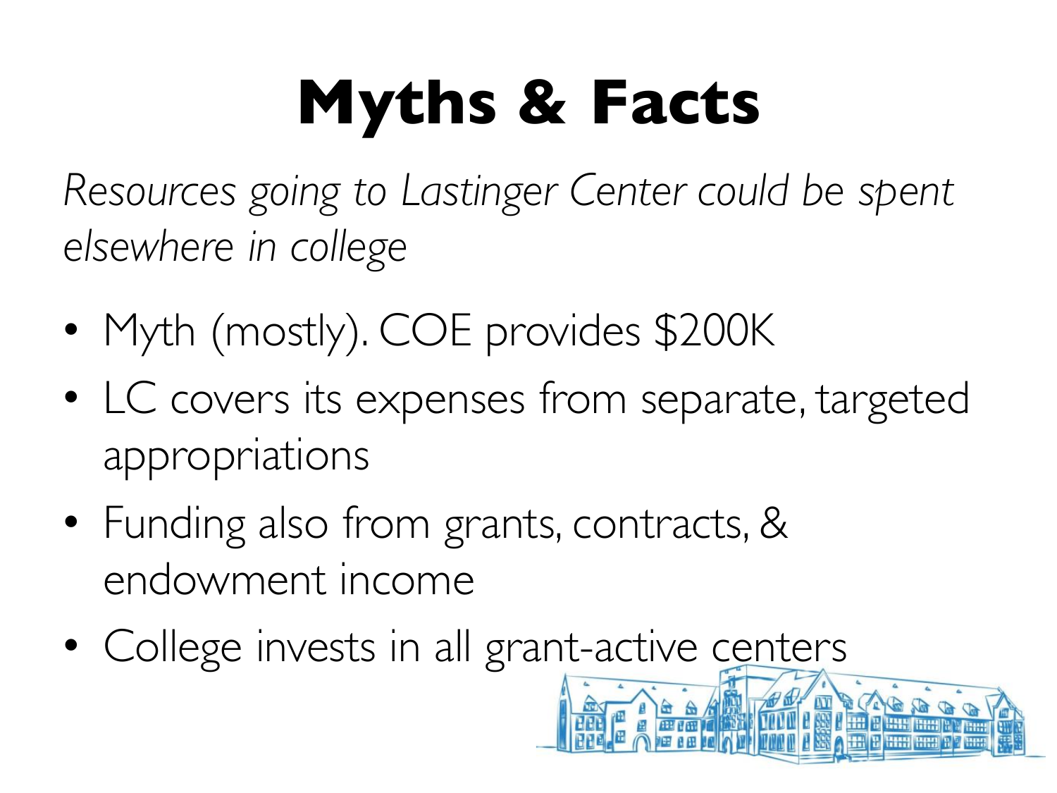# Myths & Facts

*Resources going to Lastinger Center could be spent elsewhere in college*

- Myth (mostly). COE provides $200K
- LC covers its expenses from separate, targeted appropriations
- Funding also from grants, contracts, & endowment income
- College invests in all grant-active centers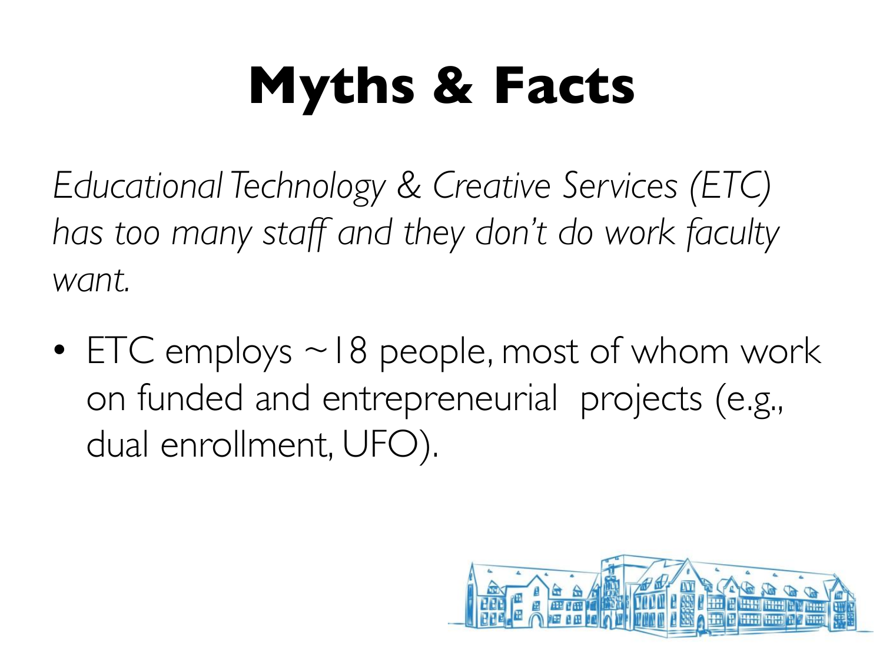# Myths & Facts

*Educational Technology & Creative Services (ETC) has too many staff and they don't do work faculty want.*

- ETC employs ~18 people, most of whom work on funded and entrepreneurial projects (e.g., dual enrollment, UFO).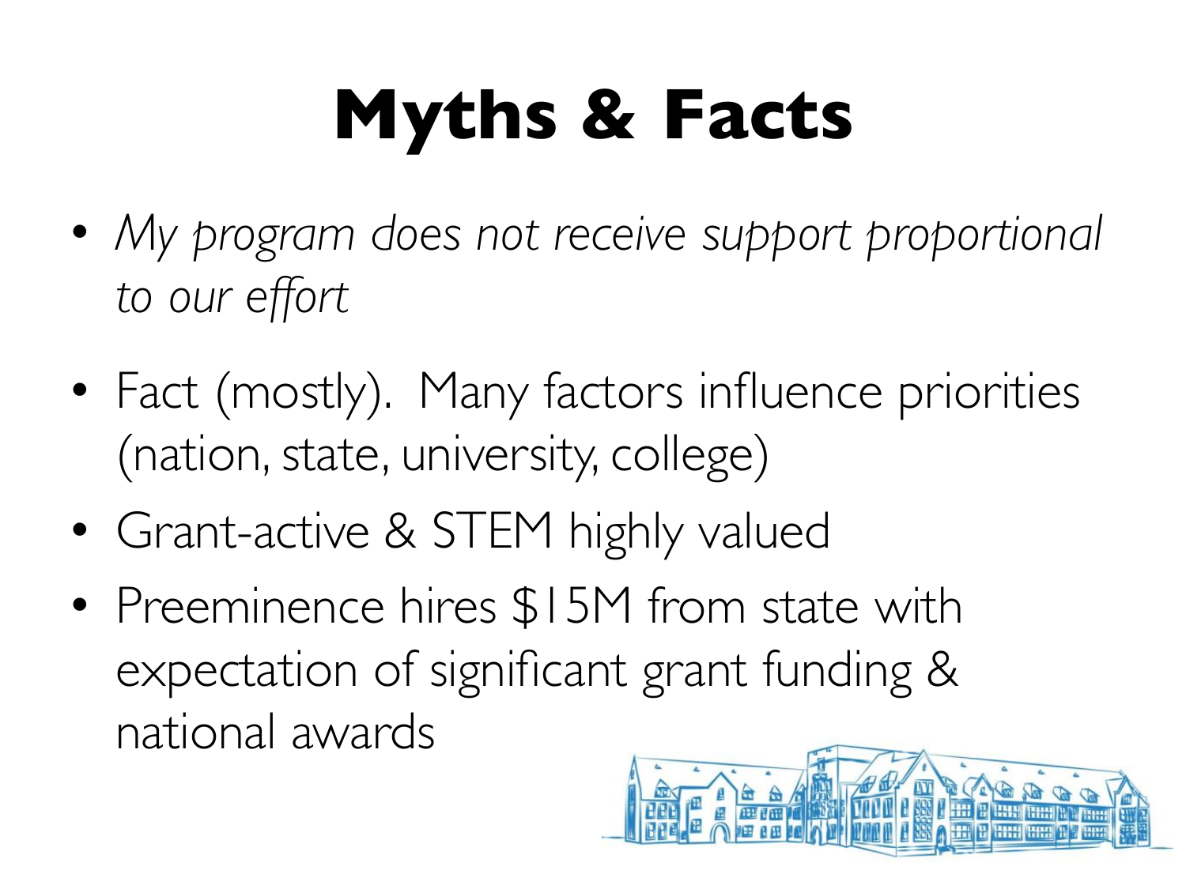# Myths & Facts

- *My program does not receive support proportional to our effort*
- Fact (mostly). Many factors influence priorities (nation, state, university, college)
- Grant-active & STEM highly valued
- Preeminence hires $15M from state with expectation of significant grant funding & national awards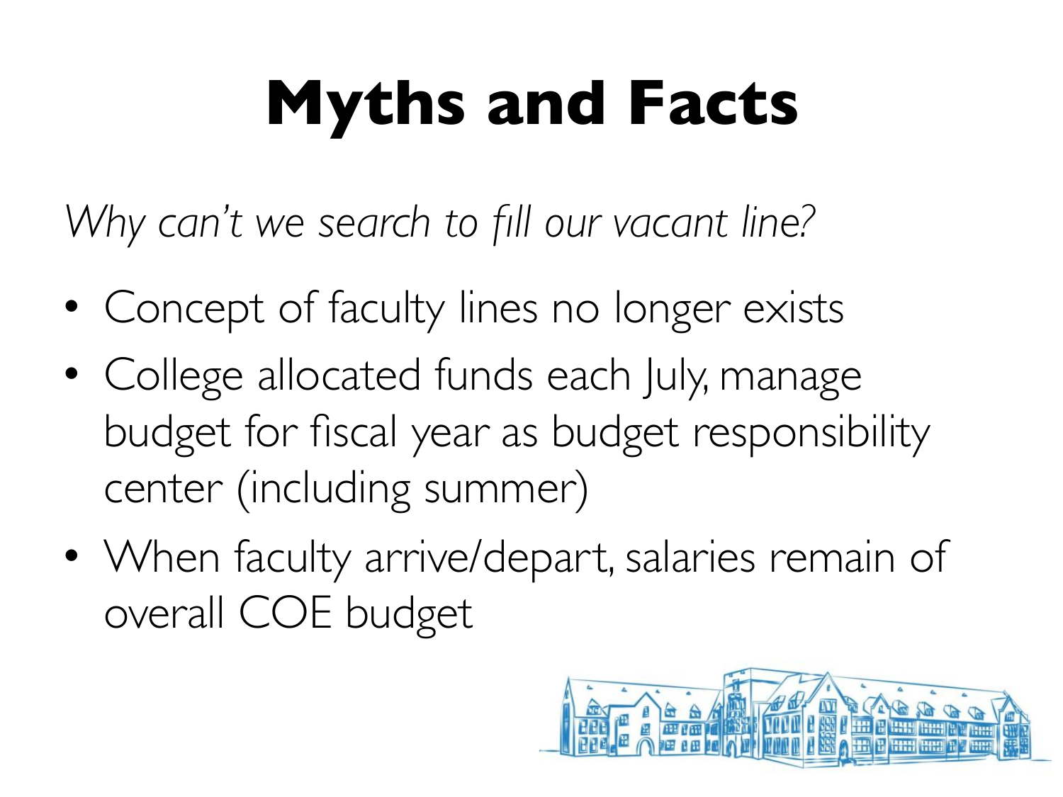# Myths and Facts

*Why can't we search to fill our vacant line?*

- Concept of faculty lines no longer exists
- College allocated funds each July, manage budget for fiscal year as budget responsibility center (including summer)
- When faculty arrive/depart, salaries remain of overall COE budget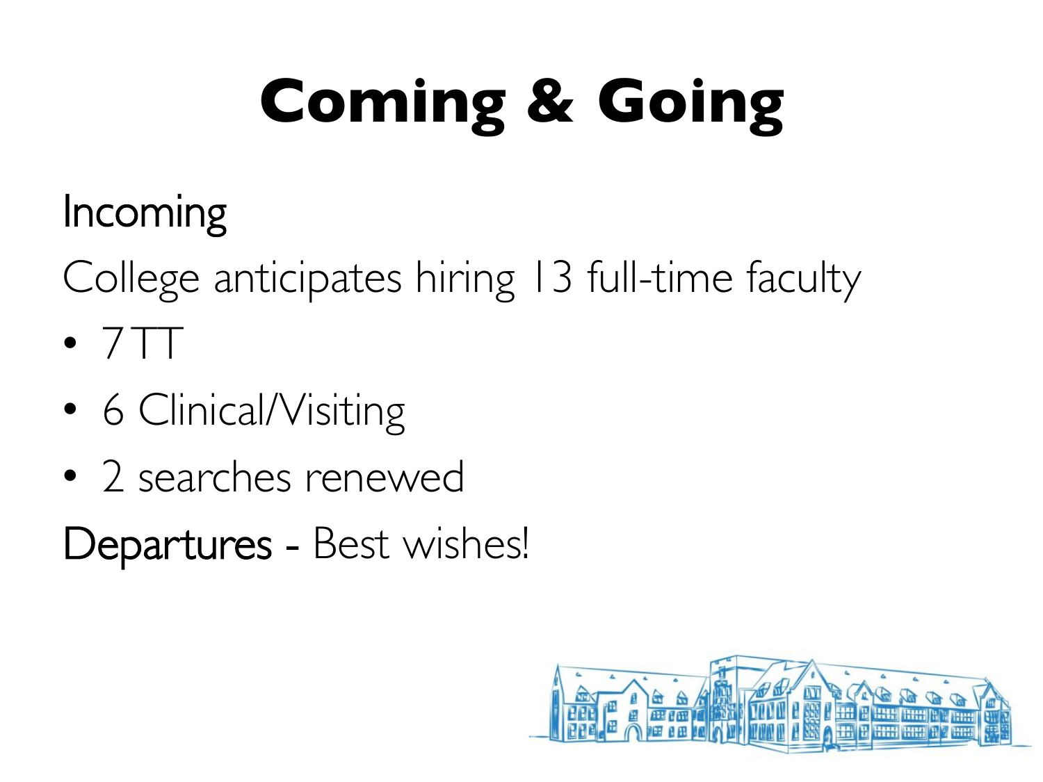# Coming & Going

Incoming

College anticipates hiring 13 full-time faculty

- 7 TT
- 6 Clinical/Visiting
- 2 searches renewed

Departures - Best wishes!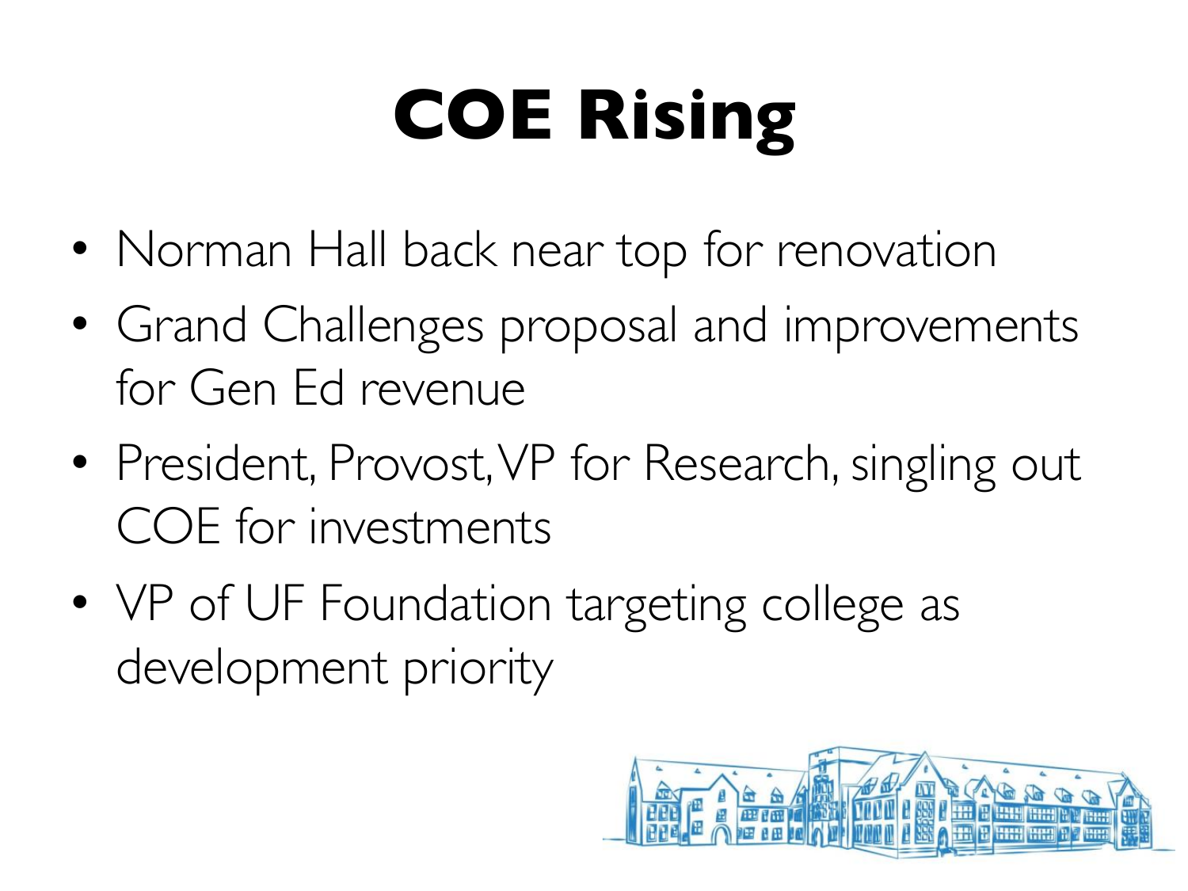# COE Rising

- Norman Hall back near top for renovation
- Grand Challenges proposal and improvements for Gen Ed revenue
- President, Provost, VP for Research, singling out COE for investments
- VP of UF Foundation targeting college as development priority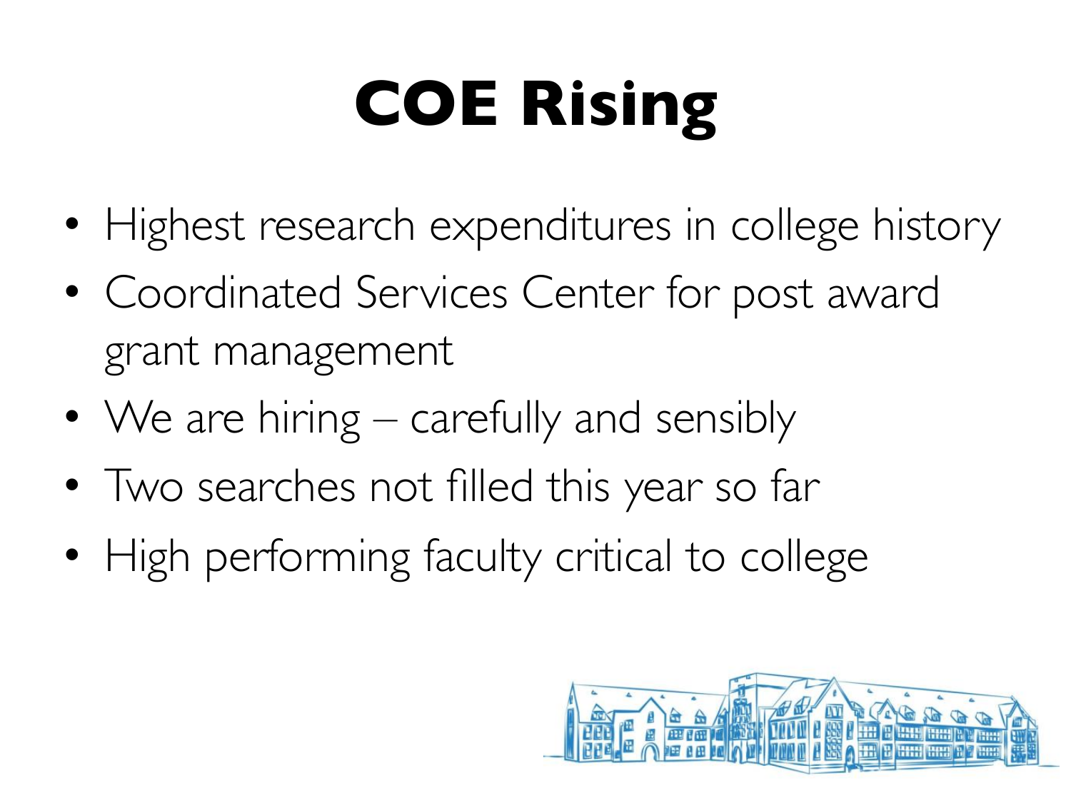# COE Rising

- Highest research expenditures in college history
- Coordinated Services Center for post award grant management
- We are hiring – carefully and sensibly
- Two searches not filled this year so far
- High performing faculty critical to college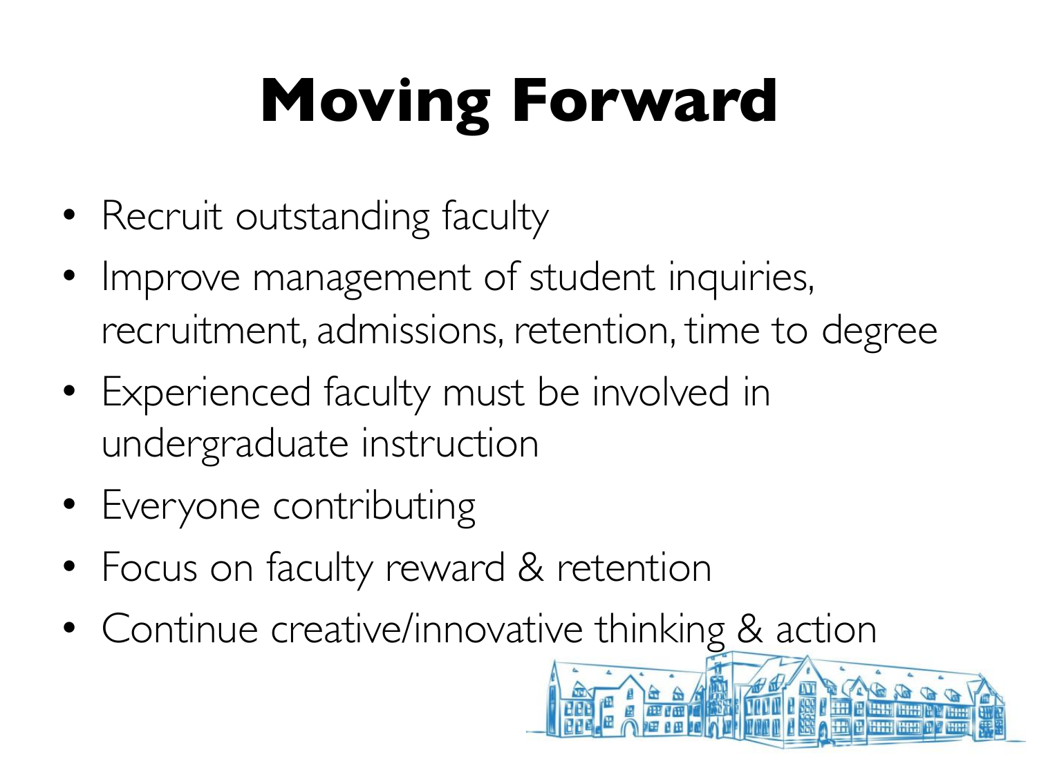# Moving Forward

- Recruit outstanding faculty
- Improve management of student inquiries, recruitment, admissions, retention, time to degree
- Experienced faculty must be involved in undergraduate instruction
- Everyone contributing
- Focus on faculty reward & retention
- Continue creative/innovative thinking & action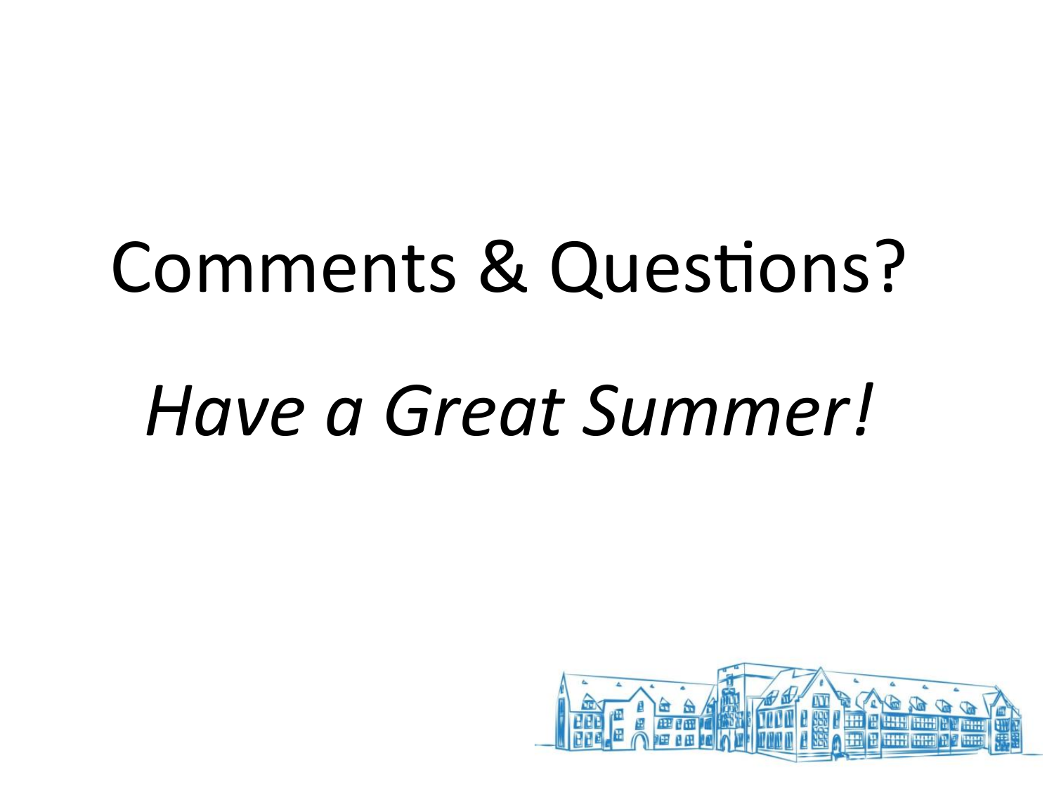# Comments & Questions?

# *Have a Great Summer!*